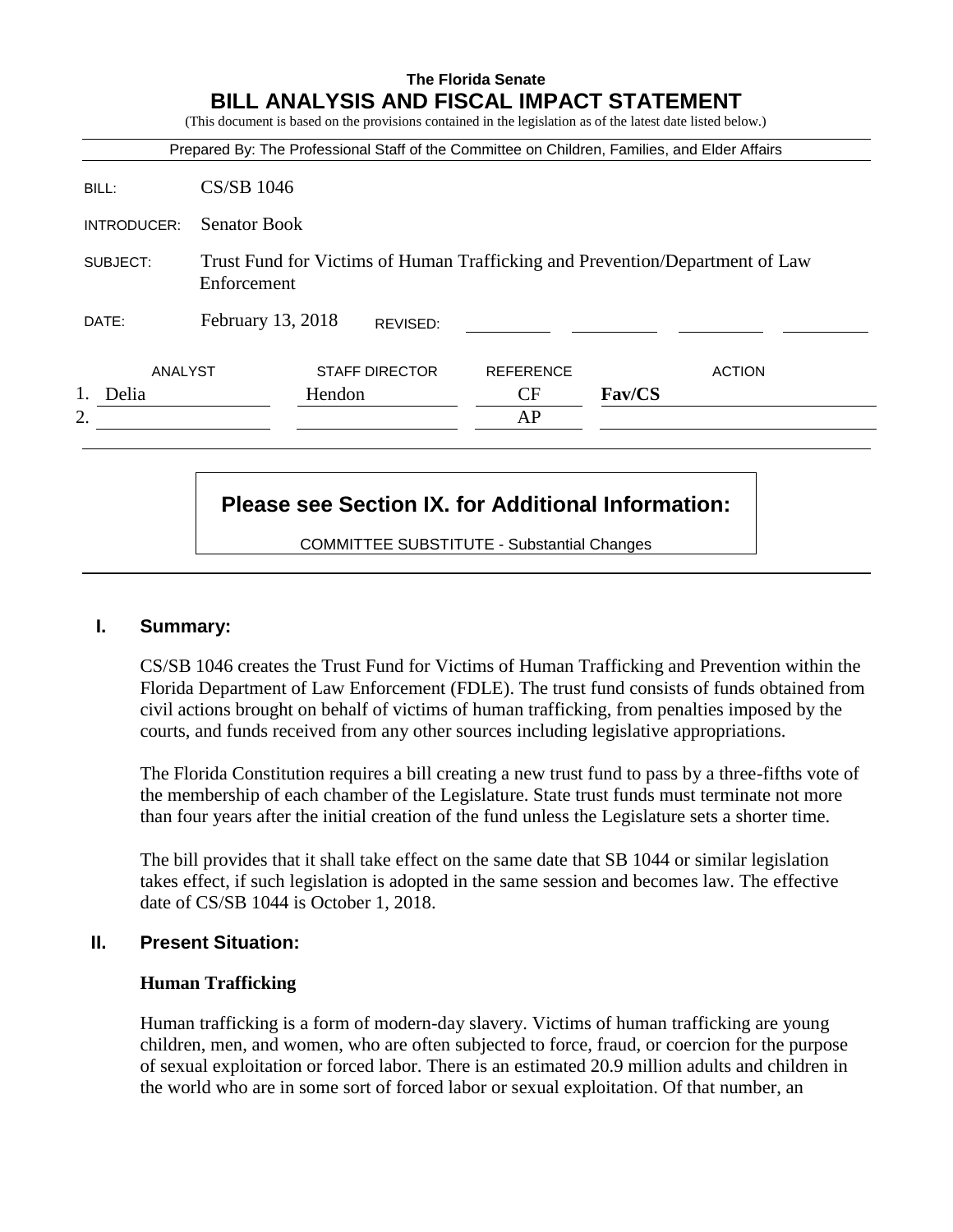**The Florida Senate**

# BILL ANALYSIS AND FISCAL IMPACT STATEMENT

(This document is based on the provisions contained in the legislation as of the latest date listed below.)

Prepared By: The Professional Staff of the Committee on Children, Families, and Elder Affairs

| | |
|---|---|
| BILL: | CS/SB 1046 |
| INTRODUCER: | Senator Book |
| SUBJECT: | Trust Fund for Victims of Human Trafficking and Prevention/Department of Law Enforcement |
| DATE: | February 13, 2018 REVISED: |

| | ANALYST | STAFF DIRECTOR | REFERENCE | ACTION |
|---|---|---|---|---|
| 1. | Delia | Hendon | CF | **Fav/CS** |
| 2. | | | AP | |

**Please see Section IX. for Additional Information:**

COMMITTEE SUBSTITUTE - Substantial Changes

## I. Summary:

CS/SB 1046 creates the Trust Fund for Victims of Human Trafficking and Prevention within the Florida Department of Law Enforcement (FDLE). The trust fund consists of funds obtained from civil actions brought on behalf of victims of human trafficking, from penalties imposed by the courts, and funds received from any other sources including legislative appropriations.

The Florida Constitution requires a bill creating a new trust fund to pass by a three-fifths vote of the membership of each chamber of the Legislature. State trust funds must terminate not more than four years after the initial creation of the fund unless the Legislature sets a shorter time.

The bill provides that it shall take effect on the same date that SB 1044 or similar legislation takes effect, if such legislation is adopted in the same session and becomes law. The effective date of CS/SB 1044 is October 1, 2018.

## II. Present Situation:

### Human Trafficking

Human trafficking is a form of modern-day slavery. Victims of human trafficking are young children, men, and women, who are often subjected to force, fraud, or coercion for the purpose of sexual exploitation or forced labor. There is an estimated 20.9 million adults and children in the world who are in some sort of forced labor or sexual exploitation. Of that number, an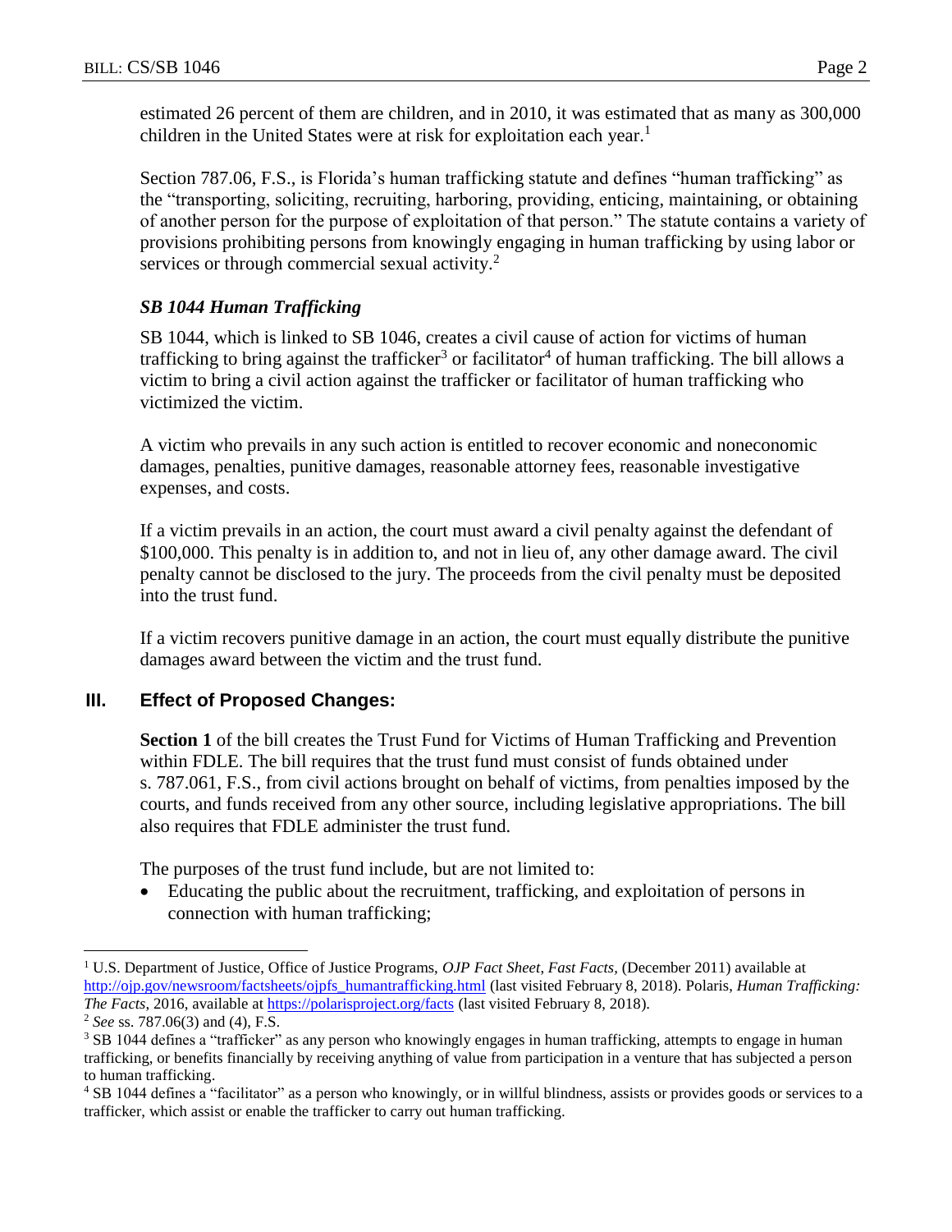estimated 26 percent of them are children, and in 2010, it was estimated that as many as 300,000 children in the United States were at risk for exploitation each year.[1]

Section 787.06, F.S., is Florida's human trafficking statute and defines "human trafficking" as the "transporting, soliciting, recruiting, harboring, providing, enticing, maintaining, or obtaining of another person for the purpose of exploitation of that person." The statute contains a variety of provisions prohibiting persons from knowingly engaging in human trafficking by using labor or services or through commercial sexual activity.[2]

### *SB 1044 Human Trafficking*

SB 1044, which is linked to SB 1046, creates a civil cause of action for victims of human trafficking to bring against the trafficker[3] or facilitator[4] of human trafficking. The bill allows a victim to bring a civil action against the trafficker or facilitator of human trafficking who victimized the victim.

A victim who prevails in any such action is entitled to recover economic and noneconomic damages, penalties, punitive damages, reasonable attorney fees, reasonable investigative expenses, and costs.

If a victim prevails in an action, the court must award a civil penalty against the defendant of $100,000. This penalty is in addition to, and not in lieu of, any other damage award. The civil penalty cannot be disclosed to the jury. The proceeds from the civil penalty must be deposited into the trust fund.

If a victim recovers punitive damage in an action, the court must equally distribute the punitive damages award between the victim and the trust fund.

## III. Effect of Proposed Changes:

**Section 1** of the bill creates the Trust Fund for Victims of Human Trafficking and Prevention within FDLE. The bill requires that the trust fund must consist of funds obtained under s. 787.061, F.S., from civil actions brought on behalf of victims, from penalties imposed by the courts, and funds received from any other source, including legislative appropriations. The bill also requires that FDLE administer the trust fund.

The purposes of the trust fund include, but are not limited to:

- Educating the public about the recruitment, trafficking, and exploitation of persons in connection with human trafficking;

---

[1] U.S. Department of Justice, Office of Justice Programs, *OJP Fact Sheet, Fast Facts,* (December 2011) available at http://ojp.gov/newsroom/factsheets/ojpfs_humantrafficking.html (last visited February 8, 2018). Polaris, *Human Trafficking: The Facts*, 2016, available at https://polarisproject.org/facts (last visited February 8, 2018).

[2] *See* ss. 787.06(3) and (4), F.S.

[3] SB 1044 defines a "trafficker" as any person who knowingly engages in human trafficking, attempts to engage in human trafficking, or benefits financially by receiving anything of value from participation in a venture that has subjected a person to human trafficking.

[4] SB 1044 defines a "facilitator" as a person who knowingly, or in willful blindness, assists or provides goods or services to a trafficker, which assist or enable the trafficker to carry out human trafficking.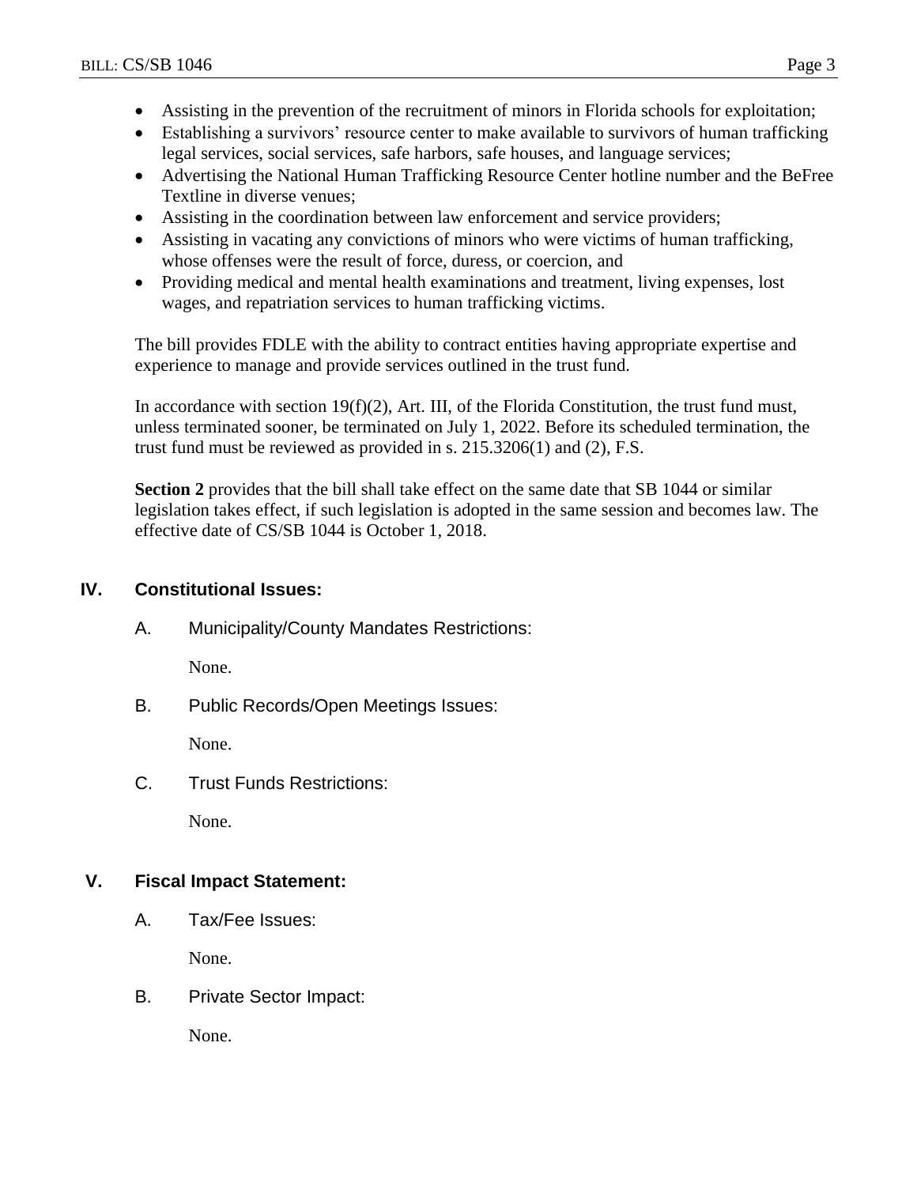- Assisting in the prevention of the recruitment of minors in Florida schools for exploitation;
- Establishing a survivors' resource center to make available to survivors of human trafficking legal services, social services, safe harbors, safe houses, and language services;
- Advertising the National Human Trafficking Resource Center hotline number and the BeFree Textline in diverse venues;
- Assisting in the coordination between law enforcement and service providers;
- Assisting in vacating any convictions of minors who were victims of human trafficking, whose offenses were the result of force, duress, or coercion, and
- Providing medical and mental health examinations and treatment, living expenses, lost wages, and repatriation services to human trafficking victims.

The bill provides FDLE with the ability to contract entities having appropriate expertise and experience to manage and provide services outlined in the trust fund.

In accordance with section 19(f)(2), Art. III, of the Florida Constitution, the trust fund must, unless terminated sooner, be terminated on July 1, 2022. Before its scheduled termination, the trust fund must be reviewed as provided in s. 215.3206(1) and (2), F.S.

**Section 2** provides that the bill shall take effect on the same date that SB 1044 or similar legislation takes effect, if such legislation is adopted in the same session and becomes law. The effective date of CS/SB 1044 is October 1, 2018.

## IV. Constitutional Issues:

### A. Municipality/County Mandates Restrictions:

None.

### B. Public Records/Open Meetings Issues:

None.

### C. Trust Funds Restrictions:

None.

## V. Fiscal Impact Statement:

### A. Tax/Fee Issues:

None.

### B. Private Sector Impact:

None.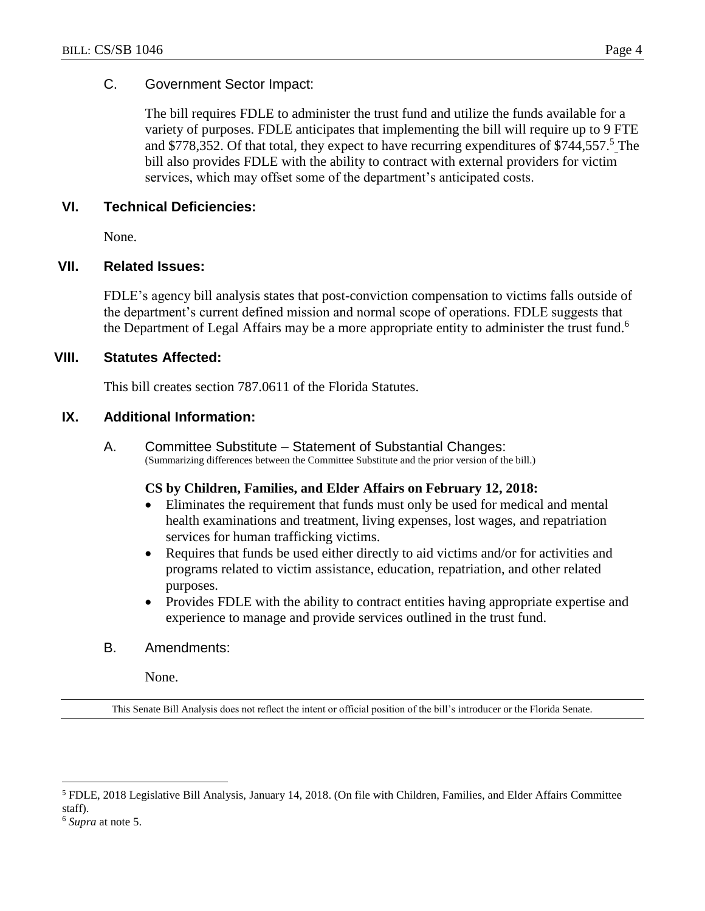C. Government Sector Impact:

The bill requires FDLE to administer the trust fund and utilize the funds available for a variety of purposes. FDLE anticipates that implementing the bill will require up to 9 FTE and $778,352. Of that total, they expect to have recurring expenditures of $744,557.[5] The bill also provides FDLE with the ability to contract with external providers for victim services, which may offset some of the department's anticipated costs.

## VI. Technical Deficiencies:

None.

## VII. Related Issues:

FDLE's agency bill analysis states that post-conviction compensation to victims falls outside of the department's current defined mission and normal scope of operations. FDLE suggests that the Department of Legal Affairs may be a more appropriate entity to administer the trust fund.[6]

## VIII. Statutes Affected:

This bill creates section 787.0611 of the Florida Statutes.

## IX. Additional Information:

A. Committee Substitute – Statement of Substantial Changes:
(Summarizing differences between the Committee Substitute and the prior version of the bill.)

**CS by Children, Families, and Elder Affairs on February 12, 2018:**

- Eliminates the requirement that funds must only be used for medical and mental health examinations and treatment, living expenses, lost wages, and repatriation services for human trafficking victims.
- Requires that funds be used either directly to aid victims and/or for activities and programs related to victim assistance, education, repatriation, and other related purposes.
- Provides FDLE with the ability to contract entities having appropriate expertise and experience to manage and provide services outlined in the trust fund.

B. Amendments:

None.

This Senate Bill Analysis does not reflect the intent or official position of the bill's introducer or the Florida Senate.

---

[5] FDLE, 2018 Legislative Bill Analysis, January 14, 2018. (On file with Children, Families, and Elder Affairs Committee staff).

[6] *Supra* at note 5.